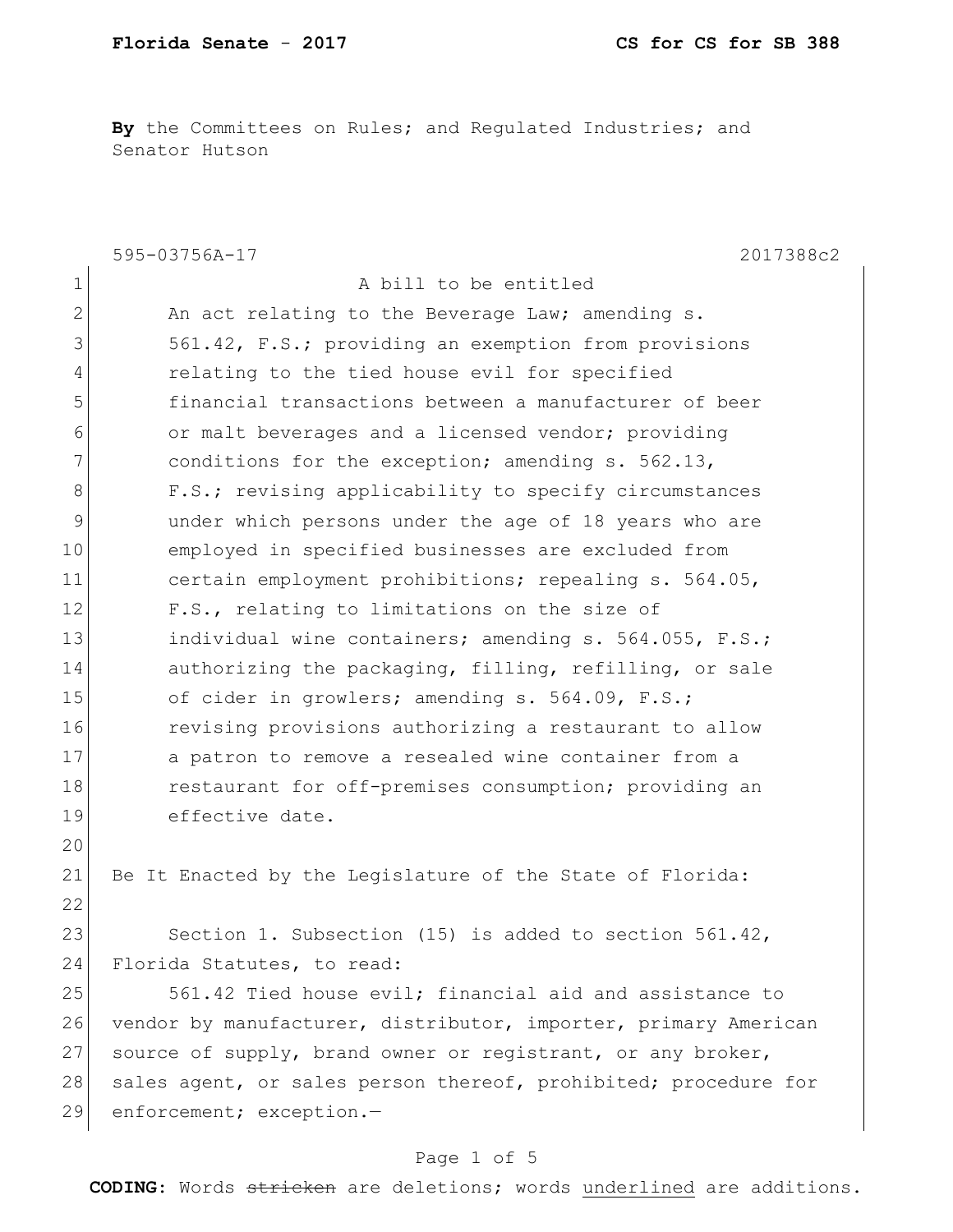**By** the Committees on Rules; and Regulated Industries; and Senator Hutson

595-03756A-17 2017388c2

A bill to be entitled

An act relating to the Beverage Law; amending s. 561.42, F.S.; providing an exemption from provisions relating to the tied house evil for specified financial transactions between a manufacturer of beer or malt beverages and a licensed vendor; providing conditions for the exception; amending s. 562.13, F.S.; revising applicability to specify circumstances under which persons under the age of 18 years who are employed in specified businesses are excluded from certain employment prohibitions; repealing s. 564.05, F.S., relating to limitations on the size of individual wine containers; amending s. 564.055, F.S.; authorizing the packaging, filling, refilling, or sale of cider in growlers; amending s. 564.09, F.S.; revising provisions authorizing a restaurant to allow a patron to remove a resealed wine container from a restaurant for off-premises consumption; providing an effective date.

Be It Enacted by the Legislature of the State of Florida:

Section 1. Subsection (15) is added to section 561.42, Florida Statutes, to read:

561.42 Tied house evil; financial aid and assistance to vendor by manufacturer, distributor, importer, primary American source of supply, brand owner or registrant, or any broker, sales agent, or sales person thereof, prohibited; procedure for enforcement; exception.—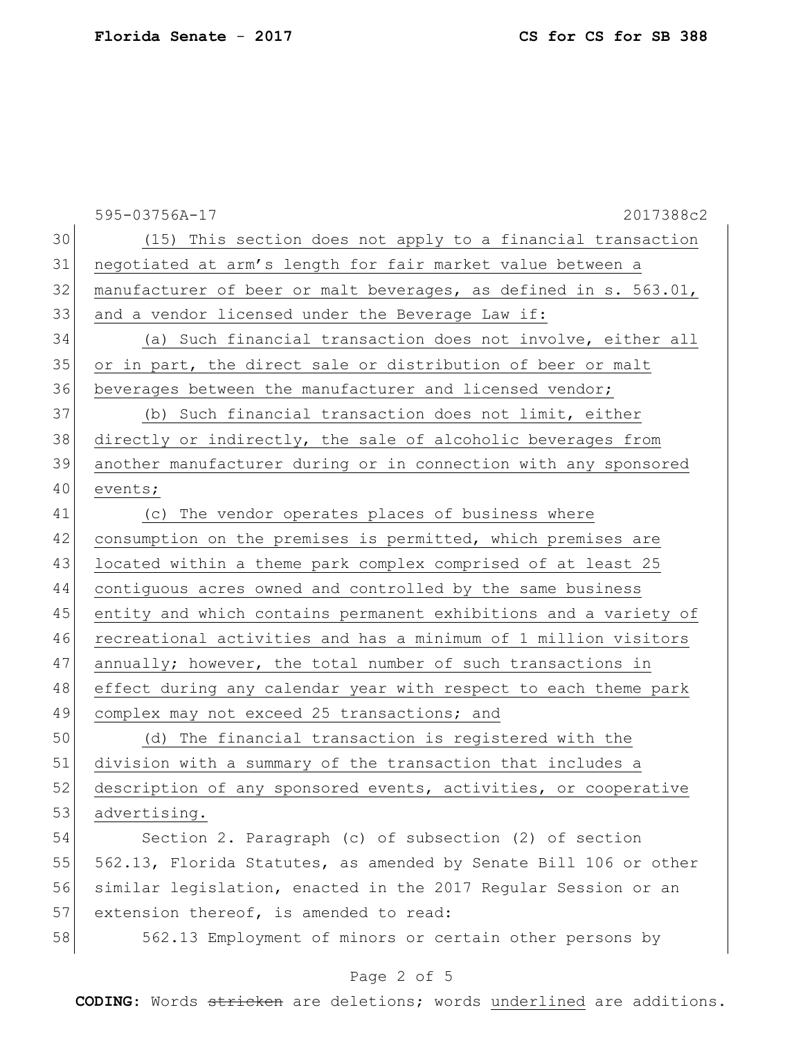(15) This section does not apply to a financial transaction negotiated at arm's length for fair market value between a manufacturer of beer or malt beverages, as defined in s. 563.01, and a vendor licensed under the Beverage Law if:

(a) Such financial transaction does not involve, either all or in part, the direct sale or distribution of beer or malt beverages between the manufacturer and licensed vendor;

(b) Such financial transaction does not limit, either directly or indirectly, the sale of alcoholic beverages from another manufacturer during or in connection with any sponsored events;

(c) The vendor operates places of business where consumption on the premises is permitted, which premises are located within a theme park complex comprised of at least 25 contiguous acres owned and controlled by the same business entity and which contains permanent exhibitions and a variety of recreational activities and has a minimum of 1 million visitors annually; however, the total number of such transactions in effect during any calendar year with respect to each theme park complex may not exceed 25 transactions; and

(d) The financial transaction is registered with the division with a summary of the transaction that includes a description of any sponsored events, activities, or cooperative advertising.

Section 2. Paragraph (c) of subsection (2) of section 562.13, Florida Statutes, as amended by Senate Bill 106 or other similar legislation, enacted in the 2017 Regular Session or an extension thereof, is amended to read:

562.13 Employment of minors or certain other persons by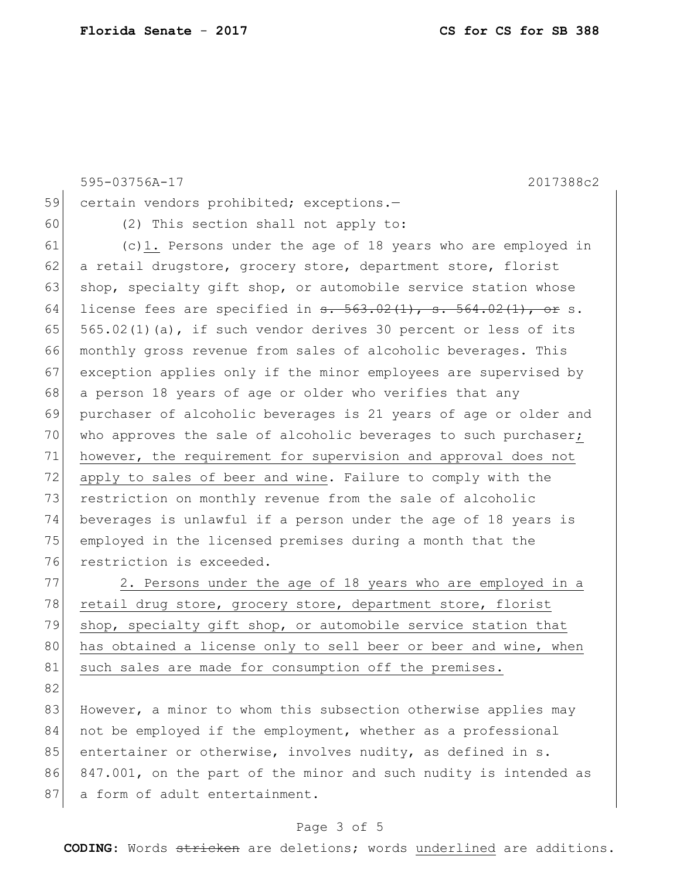certain vendors prohibited; exceptions.—

(2) This section shall not apply to:

(c)<u>1.</u> Persons under the age of 18 years who are employed in a retail drugstore, grocery store, department store, florist shop, specialty gift shop, or automobile service station whose license fees are specified in ~~s. 563.02(1), s. 564.02(1), or~~ s. 565.02(1)(a), if such vendor derives 30 percent or less of its monthly gross revenue from sales of alcoholic beverages. This exception applies only if the minor employees are supervised by a person 18 years of age or older who verifies that any purchaser of alcoholic beverages is 21 years of age or older and who approves the sale of alcoholic beverages to such purchaser<u>; however, the requirement for supervision and approval does not apply to sales of beer and wine</u>. Failure to comply with the restriction on monthly revenue from the sale of alcoholic beverages is unlawful if a person under the age of 18 years is employed in the licensed premises during a month that the restriction is exceeded.

<u>2. Persons under the age of 18 years who are employed in a retail drug store, grocery store, department store, florist shop, specialty gift shop, or automobile service station that has obtained a license only to sell beer or beer and wine, when such sales are made for consumption off the premises.</u>

However, a minor to whom this subsection otherwise applies may not be employed if the employment, whether as a professional entertainer or otherwise, involves nudity, as defined in s. 847.001, on the part of the minor and such nudity is intended as a form of adult entertainment.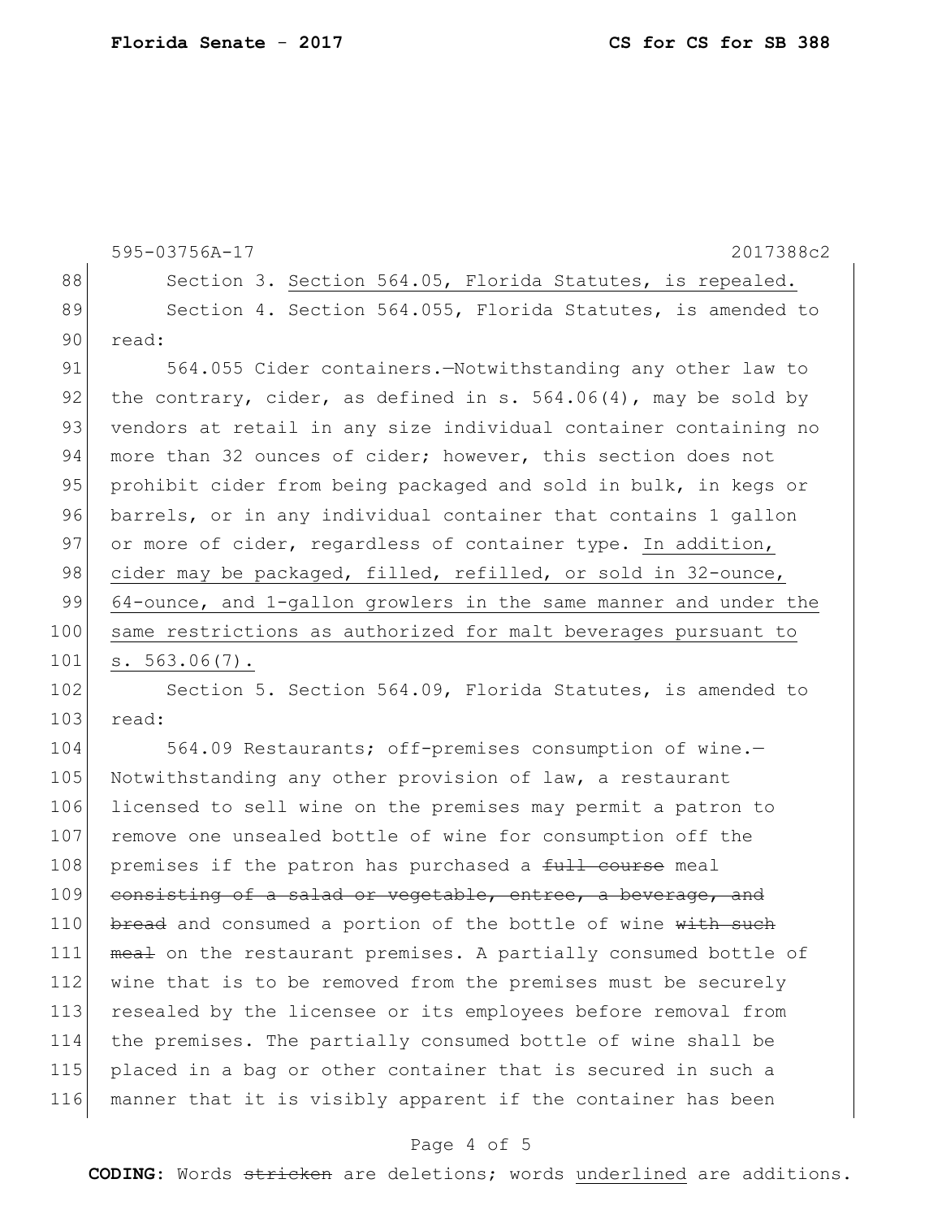595-03756A-17 2017388c2

88 Section 3. <u>Section 564.05, Florida Statutes, is repealed.</u>

89 Section 4. Section 564.055, Florida Statutes, is amended to
90 read:

91 564.055 Cider containers.—Notwithstanding any other law to
92 the contrary, cider, as defined in s. 564.06(4), may be sold by
93 vendors at retail in any size individual container containing no
94 more than 32 ounces of cider; however, this section does not
95 prohibit cider from being packaged and sold in bulk, in kegs or
96 barrels, or in any individual container that contains 1 gallon
97 or more of cider, regardless of container type. <u>In addition,</u>
98 <u>cider may be packaged, filled, refilled, or sold in 32-ounce,</u>
99 <u>64-ounce, and 1-gallon growlers in the same manner and under the</u>
100 <u>same restrictions as authorized for malt beverages pursuant to</u>
101 <u>s. 563.06(7).</u>

102 Section 5. Section 564.09, Florida Statutes, is amended to
103 read:

104 564.09 Restaurants; off-premises consumption of wine.—
105 Notwithstanding any other provision of law, a restaurant
106 licensed to sell wine on the premises may permit a patron to
107 remove one unsealed bottle of wine for consumption off the
108 premises if the patron has purchased a ~~full course~~ meal
109 ~~consisting of a salad or vegetable, entree, a beverage, and~~
110 ~~bread~~ and consumed a portion of the bottle of wine ~~with such~~
111 ~~meal~~ on the restaurant premises. A partially consumed bottle of
112 wine that is to be removed from the premises must be securely
113 resealed by the licensee or its employees before removal from
114 the premises. The partially consumed bottle of wine shall be
115 placed in a bag or other container that is secured in such a
116 manner that it is visibly apparent if the container has been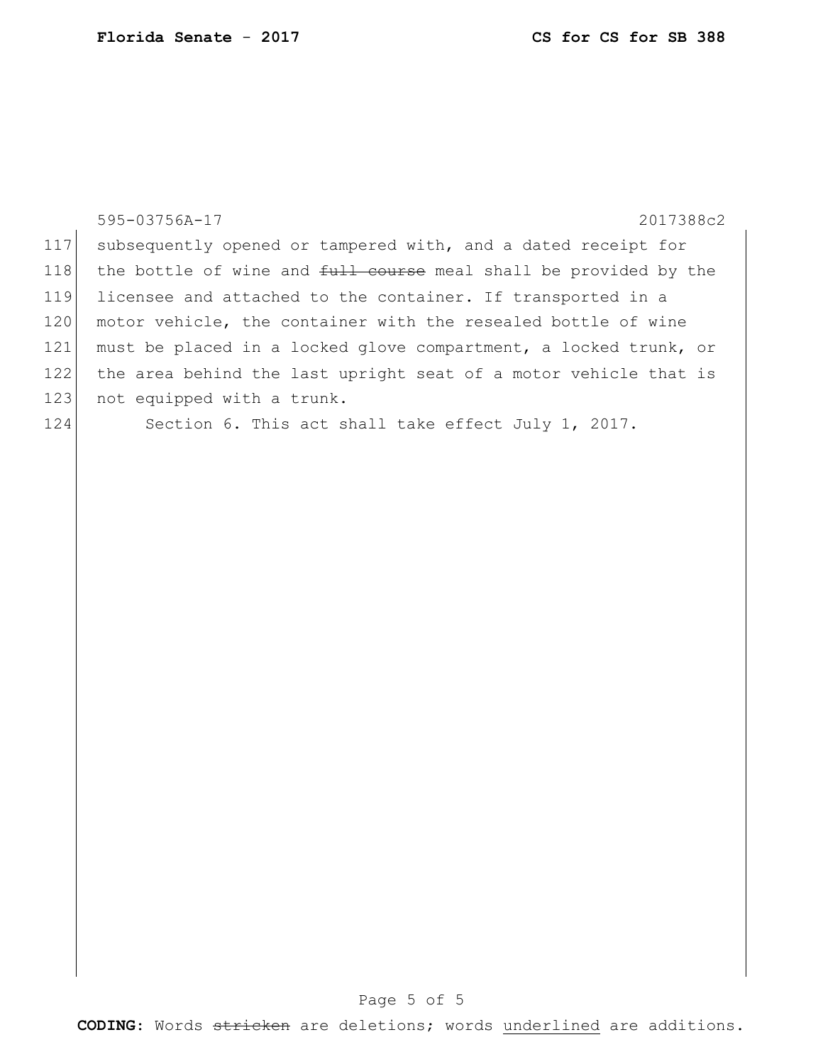subsequently opened or tampered with, and a dated receipt for the bottle of wine and ~~full course~~ meal shall be provided by the licensee and attached to the container. If transported in a motor vehicle, the container with the resealed bottle of wine must be placed in a locked glove compartment, a locked trunk, or the area behind the last upright seat of a motor vehicle that is not equipped with a trunk.

Section 6. This act shall take effect July 1, 2017.